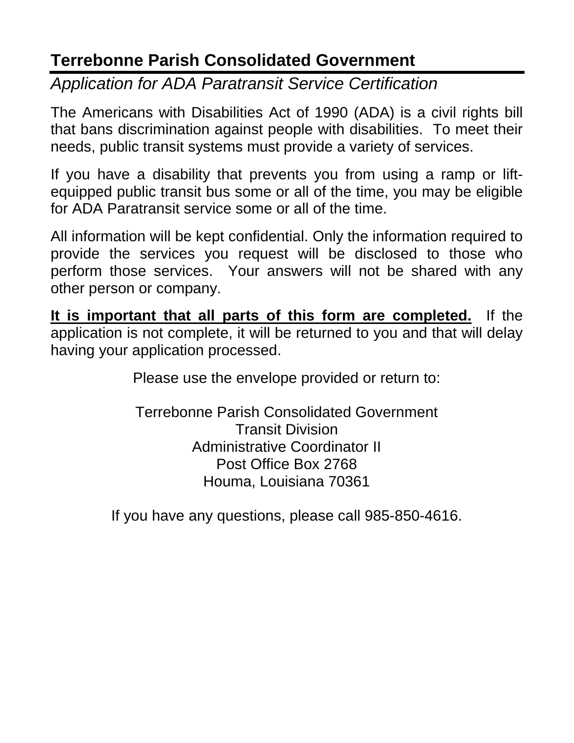# Terrebonne Parish Consolidated Government

*Application for ADA Paratransit Service Certification*

The Americans with Disabilities Act of 1990 (ADA) is a civil rights bill that bans discrimination against people with disabilities. To meet their needs, public transit systems must provide a variety of services.

If you have a disability that prevents you from using a ramp or lift-equipped public transit bus some or all of the time, you may be eligible for ADA Paratransit service some or all of the time.

All information will be kept confidential. Only the information required to provide the services you request will be disclosed to those who perform those services. Your answers will not be shared with any other person or company.

**It is important that all parts of this form are completed.** If the application is not complete, it will be returned to you and that will delay having your application processed.

Please use the envelope provided or return to:

Terrebonne Parish Consolidated Government
Transit Division
Administrative Coordinator II
Post Office Box 2768
Houma, Louisiana 70361

If you have any questions, please call 985-850-4616.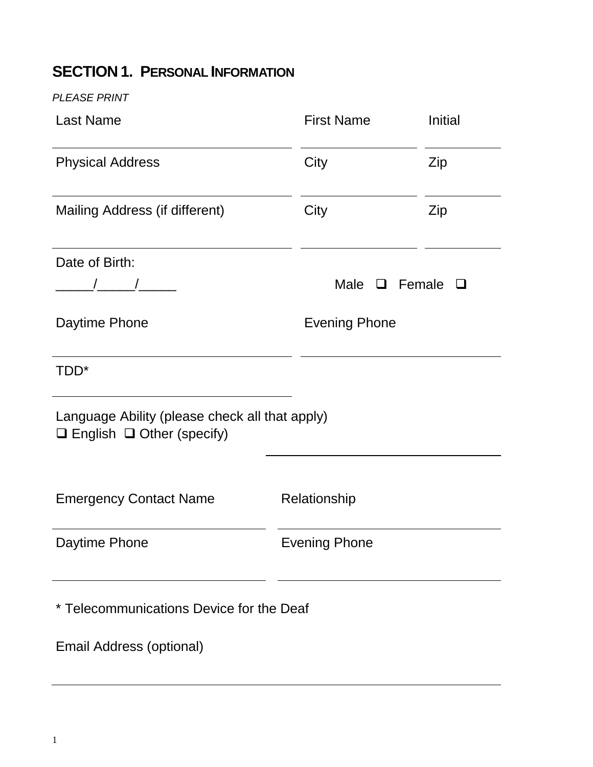## SECTION 1. PERSONAL INFORMATION

*PLEASE PRINT*

| Last Name | First Name | Initial |
|---|---|---|
| | | |

| Physical Address | City | Zip |
|---|---|---|
| | | |

| Mailing Address (if different) | City | Zip |
|---|---|---|
| | | |

Date of Birth:
_____/_____/_____

Male ❑ Female ❑

| Daytime Phone | Evening Phone |
|---|---|
| | |

TDD*

______________________________

Language Ability (please check all that apply)
❑ English ❑ Other (specify) ______________________________

| Emergency Contact Name | Relationship |
|---|---|
| | |

| Daytime Phone | Evening Phone |
|---|---|
| | |

* Telecommunications Device for the Deaf

Email Address (optional)

______________________________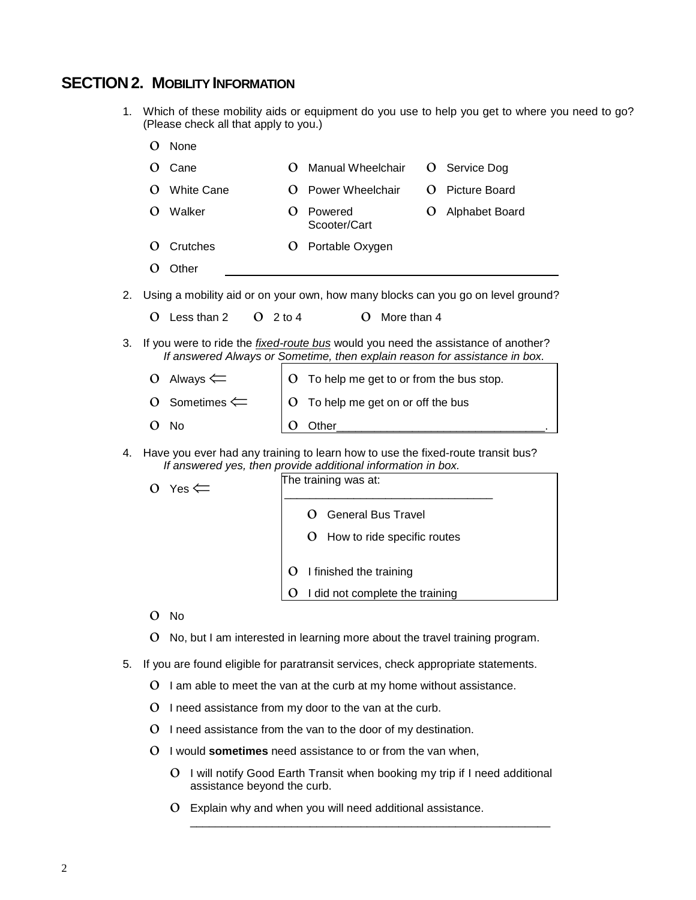## SECTION 2. MOBILITY INFORMATION

1. Which of these mobility aids or equipment do you use to help you get to where you need to go? (Please check all that apply to you.)

   - ○ None
   - ○ Cane
   - ○ Manual Wheelchair
   - ○ Service Dog
   - ○ White Cane
   - ○ Power Wheelchair
   - ○ Picture Board
   - ○ Walker
   - ○ Powered Scooter/Cart
   - ○ Alphabet Board
   - ○ Crutches
   - ○ Portable Oxygen
   - ○ Other ______________________________________________

2. Using a mobility aid or on your own, how many blocks can you go on level ground?

   - ○ Less than 2
   - ○ 2 to 4
   - ○ More than 4

3. If you were to ride the *fixed-route bus* would you need the assistance of another?
   *If answered Always or Sometime, then explain reason for assistance in box.*

   - ○ Always ⇐
   - ○ Sometimes ⇐
   - ○ No

   - ○ To help me get to or from the bus stop.
   - ○ To help me get on or off the bus
   - ○ Other________________________________.

4. Have you ever had any training to learn how to use the fixed-route transit bus?
   *If answered yes, then provide additional information in box.*

   - ○ Yes ⇐

     The training was at: ________________________________

     - ○ General Bus Travel
     - ○ How to ride specific routes

     - ○ I finished the training
     - ○ I did not complete the training

   - ○ No
   - ○ No, but I am interested in learning more about the travel training program.

5. If you are found eligible for paratransit services, check appropriate statements.

   - ○ I am able to meet the van at the curb at my home without assistance.
   - ○ I need assistance from my door to the van at the curb.
   - ○ I need assistance from the van to the door of my destination.
   - ○ I would **sometimes** need assistance to or from the van when,
     - ○ I will notify Good Earth Transit when booking my trip if I need additional assistance beyond the curb.
     - ○ Explain why and when you will need additional assistance.
       ____________________________________________________________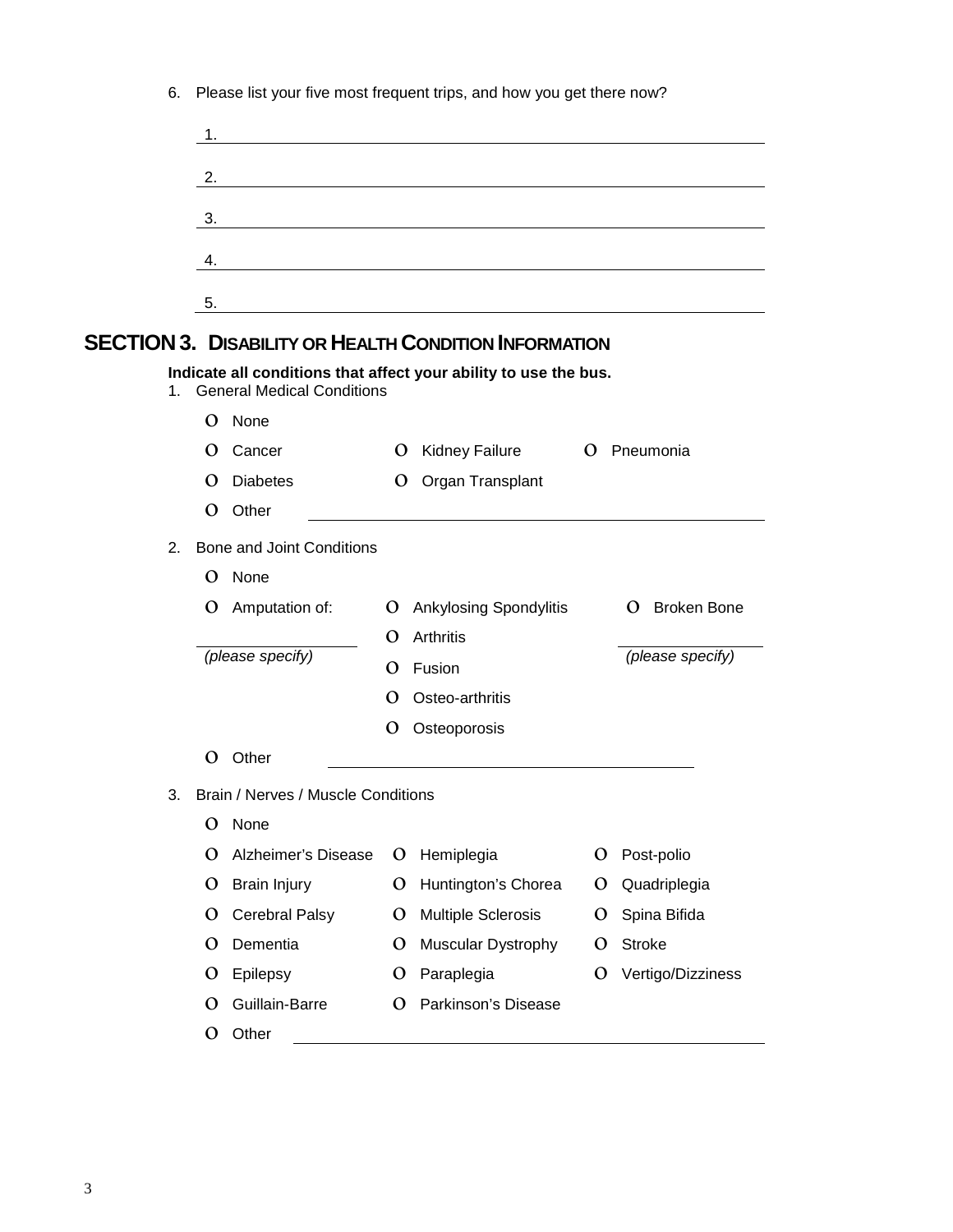6. Please list your five most frequent trips, and how you get there now?

   1. ______________________________________________
   2. ______________________________________________
   3. ______________________________________________
   4. ______________________________________________
   5. ______________________________________________

## SECTION 3. DISABILITY OR HEALTH CONDITION INFORMATION

**Indicate all conditions that affect your ability to use the bus.**

1. General Medical Conditions

   - O None
   - O Cancer
   - O Kidney Failure
   - O Pneumonia
   - O Diabetes
   - O Organ Transplant
   - O Other ______________________________

2. Bone and Joint Conditions

   - O None
   - O Amputation of: ______________ *(please specify)*
   - O Ankylosing Spondylitis
   - O Arthritis
   - O Fusion
   - O Osteo-arthritis
   - O Osteoporosis
   - O Broken Bone ______________ *(please specify)*
   - O Other ______________________________

3. Brain / Nerves / Muscle Conditions

   - O None
   - O Alzheimer's Disease
   - O Brain Injury
   - O Cerebral Palsy
   - O Dementia
   - O Epilepsy
   - O Guillain-Barre
   - O Hemiplegia
   - O Huntington's Chorea
   - O Multiple Sclerosis
   - O Muscular Dystrophy
   - O Paraplegia
   - O Parkinson's Disease
   - O Post-polio
   - O Quadriplegia
   - O Spina Bifida
   - O Stroke
   - O Vertigo/Dizziness
   - O Other ______________________________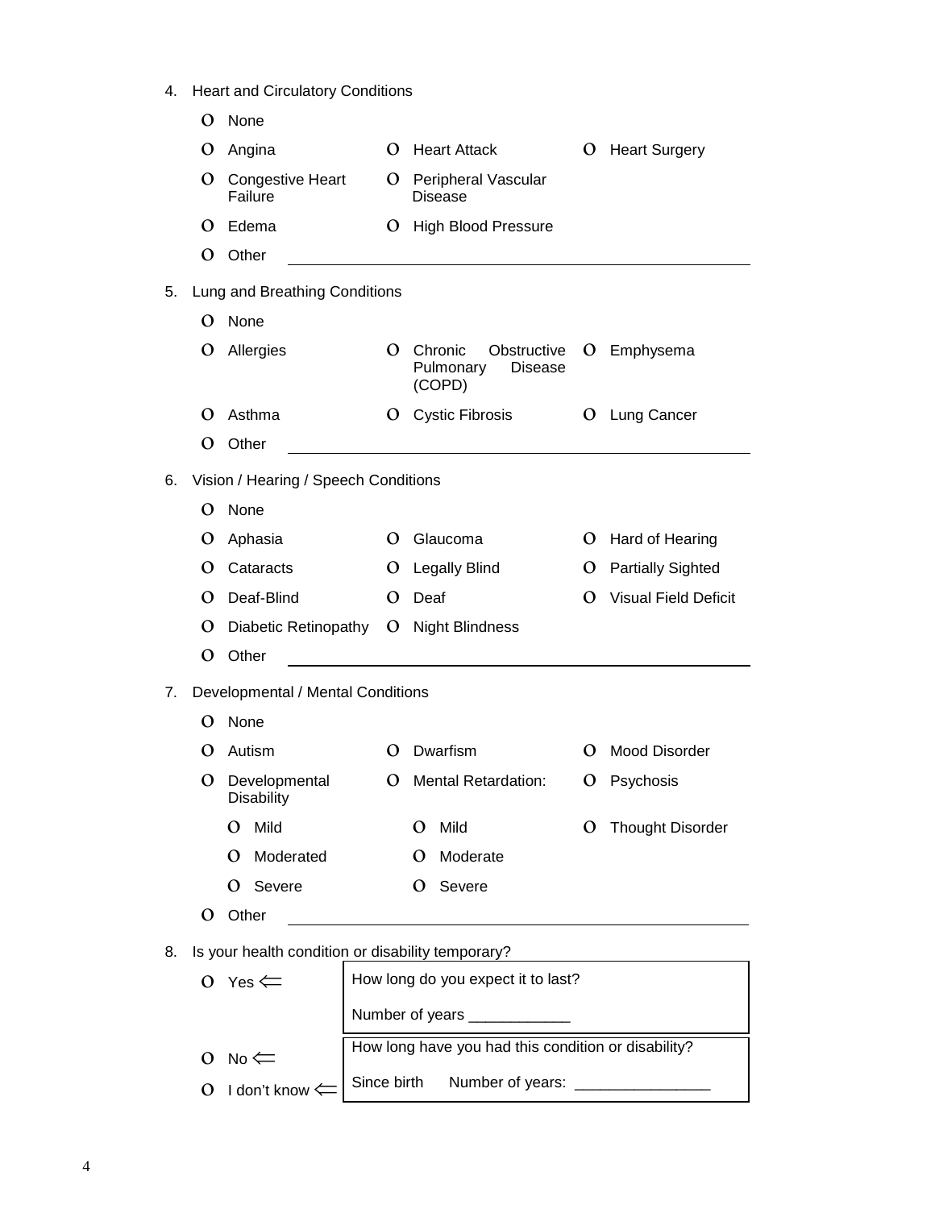4. Heart and Circulatory Conditions

   - O None
   - O Angina
   - O Heart Attack
   - O Heart Surgery
   - O Congestive Heart Failure
   - O Peripheral Vascular Disease
   - O Edema
   - O High Blood Pressure
   - O Other \_\_\_\_\_\_\_\_\_\_\_\_\_\_\_\_\_\_\_\_\_\_\_\_\_\_\_\_\_\_

5. Lung and Breathing Conditions

   - O None
   - O Allergies
   - O Chronic Obstructive Pulmonary Disease (COPD)
   - O Emphysema
   - O Asthma
   - O Cystic Fibrosis
   - O Lung Cancer
   - O Other \_\_\_\_\_\_\_\_\_\_\_\_\_\_\_\_\_\_\_\_\_\_\_\_\_\_\_\_\_\_

6. Vision / Hearing / Speech Conditions

   - O None
   - O Aphasia
   - O Glaucoma
   - O Hard of Hearing
   - O Cataracts
   - O Legally Blind
   - O Partially Sighted
   - O Deaf-Blind
   - O Deaf
   - O Visual Field Deficit
   - O Diabetic Retinopathy
   - O Night Blindness
   - O Other \_\_\_\_\_\_\_\_\_\_\_\_\_\_\_\_\_\_\_\_\_\_\_\_\_\_\_\_\_\_

7. Developmental / Mental Conditions

   - O None
   - O Autism
   - O Dwarfism
   - O Mood Disorder
   - O Developmental Disability
     - O Mild
     - O Moderated
     - O Severe
   - O Mental Retardation:
     - O Mild
     - O Moderate
     - O Severe
   - O Psychosis
   - O Thought Disorder
   - O Other \_\_\_\_\_\_\_\_\_\_\_\_\_\_\_\_\_\_\_\_\_\_\_\_\_\_\_\_\_\_

8. Is your health condition or disability temporary?

   - O Yes ⇐ How long do you expect it to last?

     Number of years \_\_\_\_\_\_\_\_\_\_\_\_

   - O No ⇐
   - O I don't know ⇐

     How long have you had this condition or disability?

     Since birth Number of years: \_\_\_\_\_\_\_\_\_\_\_\_\_\_\_\_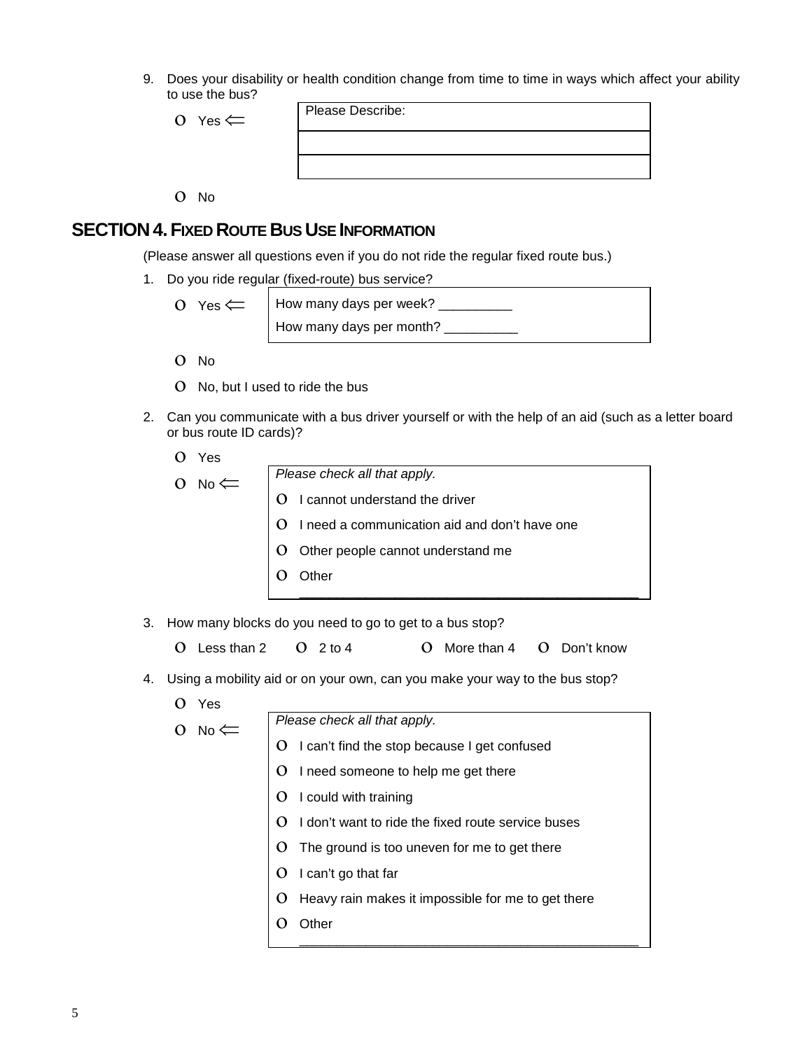9. Does your disability or health condition change from time to time in ways which affect your ability to use the bus?

   - O Yes ⇐ Please Describe: ______________________________
   - O No

## SECTION 4. FIXED ROUTE BUS USE INFORMATION

(Please answer all questions even if you do not ride the regular fixed route bus.)

1. Do you ride regular (fixed-route) bus service?
   - O Yes ⇐
     - How many days per week? __________
     - How many days per month? __________
   - O No
   - O No, but I used to ride the bus

2. Can you communicate with a bus driver yourself or with the help of an aid (such as a letter board or bus route ID cards)?
   - O Yes
   - O No ⇐ *Please check all that apply.*
     - O I cannot understand the driver
     - O I need a communication aid and don't have one
     - O Other people cannot understand me
     - O Other ______________________________

3. How many blocks do you need to go to get to a bus stop?
   - O Less than 2
   - O 2 to 4
   - O More than 4
   - O Don't know

4. Using a mobility aid or on your own, can you make your way to the bus stop?
   - O Yes
   - O No ⇐ *Please check all that apply.*
     - O I can't find the stop because I get confused
     - O I need someone to help me get there
     - O I could with training
     - O I don't want to ride the fixed route service buses
     - O The ground is too uneven for me to get there
     - O I can't go that far
     - O Heavy rain makes it impossible for me to get there
     - O Other ______________________________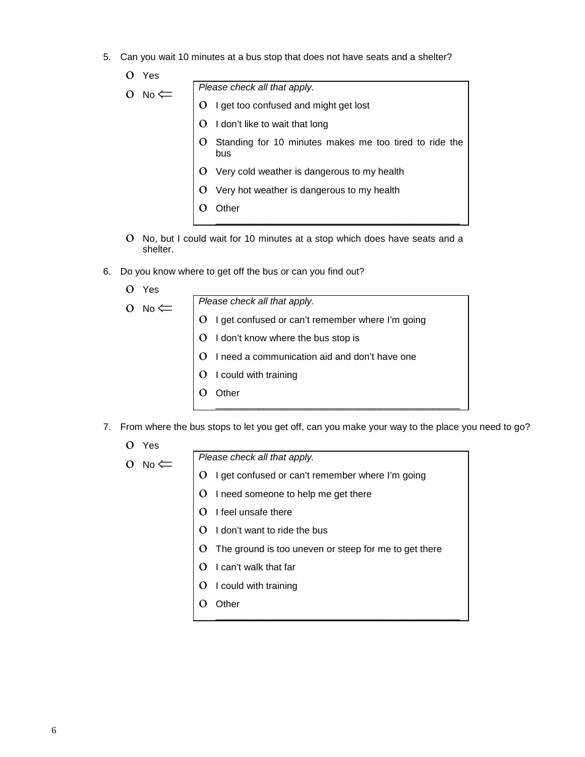5. Can you wait 10 minutes at a bus stop that does not have seats and a shelter?

   - Yes
   - No ⇐

     *Please check all that apply.*

     - I get too confused and might get lost
     - I don't like to wait that long
     - Standing for 10 minutes makes me too tired to ride the bus
     - Very cold weather is dangerous to my health
     - Very hot weather is dangerous to my health
     - Other ______________________________

   - No, but I could wait for 10 minutes at a stop which does have seats and a shelter.

6. Do you know where to get off the bus or can you find out?

   - Yes
   - No ⇐

     *Please check all that apply.*

     - I get confused or can't remember where I'm going
     - I don't know where the bus stop is
     - I need a communication aid and don't have one
     - I could with training
     - Other ______________________________

7. From where the bus stops to let you get off, can you make your way to the place you need to go?

   - Yes
   - No ⇐

     *Please check all that apply.*

     - I get confused or can't remember where I'm going
     - I need someone to help me get there
     - I feel unsafe there
     - I don't want to ride the bus
     - The ground is too uneven or steep for me to get there
     - I can't walk that far
     - I could with training
     - Other ______________________________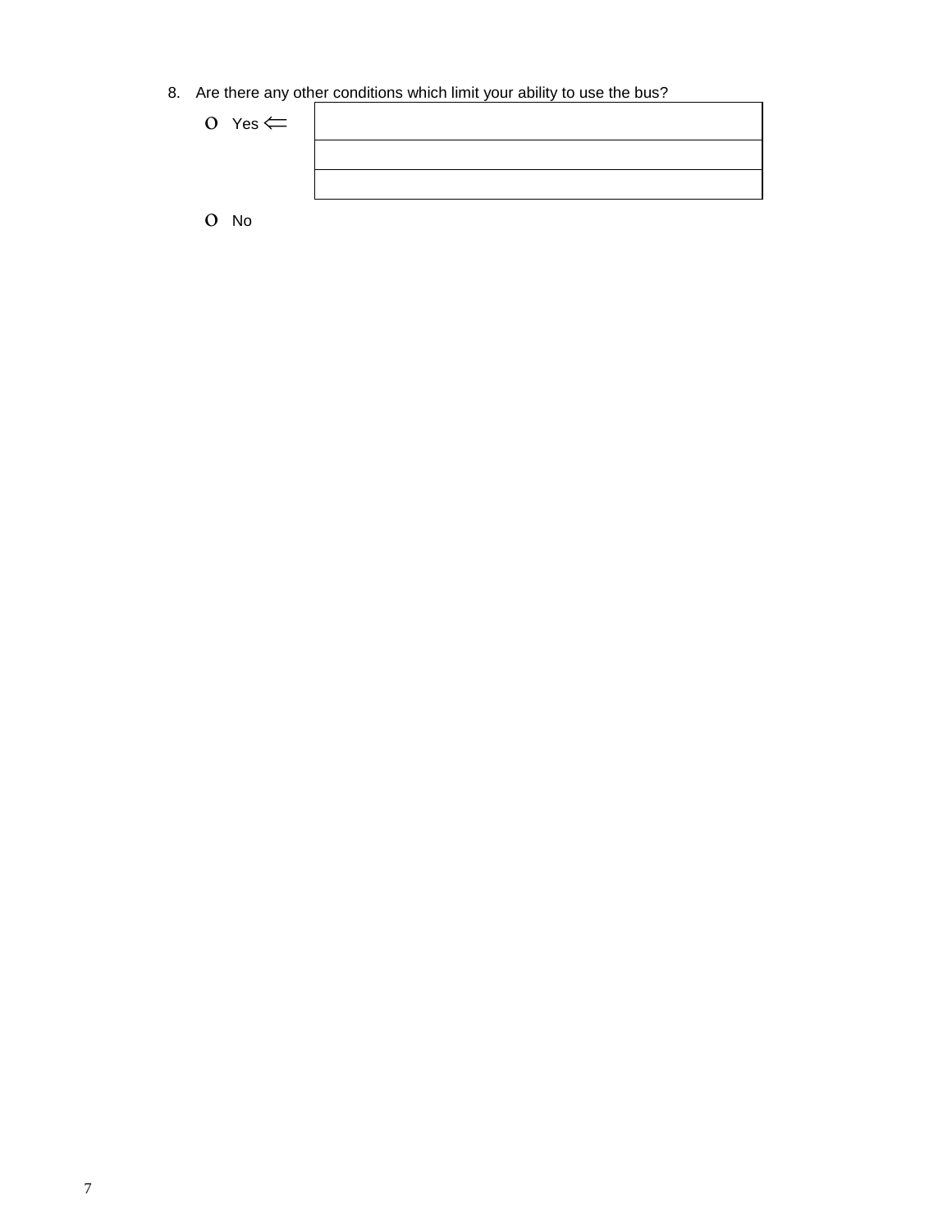8. Are there any other conditions which limit your ability to use the bus?

   - ο Yes ⇐ _______________________________________________

     _______________________________________________

     _______________________________________________

   - ο No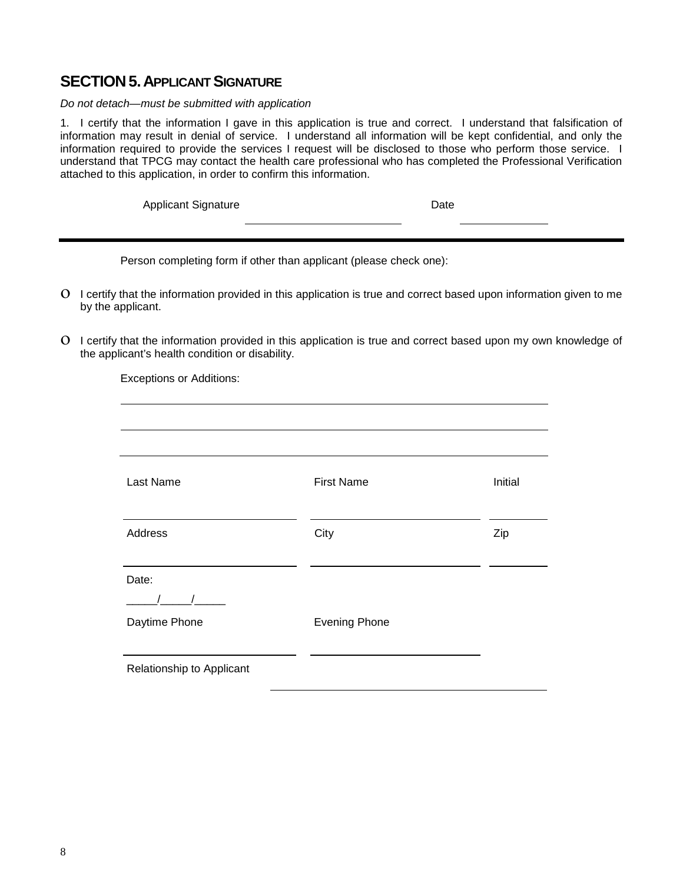## SECTION 5. APPLICANT SIGNATURE

*Do not detach—must be submitted with application*

1. I certify that the information I gave in this application is true and correct. I understand that falsification of information may result in denial of service. I understand all information will be kept confidential, and only the information required to provide the services I request will be disclosed to those who perform those service. I understand that TPCG may contact the health care professional who has completed the Professional Verification attached to this application, in order to confirm this information.

Applicant Signature ______________________ Date ____________

---

Person completing form if other than applicant (please check one):

- ○ I certify that the information provided in this application is true and correct based upon information given to me by the applicant.

- ○ I certify that the information provided in this application is true and correct based upon my own knowledge of the applicant's health condition or disability.

Exceptions or Additions:

______________________________________________________________

______________________________________________________________

______________________________________________________________

| Last Name | First Name | Initial |
|---|---|---|
| | | |
| **Address** | **City** | **Zip** |
| | | |

Date: _____/_____/_____

| Daytime Phone | Evening Phone |
|---|---|
| | |

Relationship to Applicant ______________________________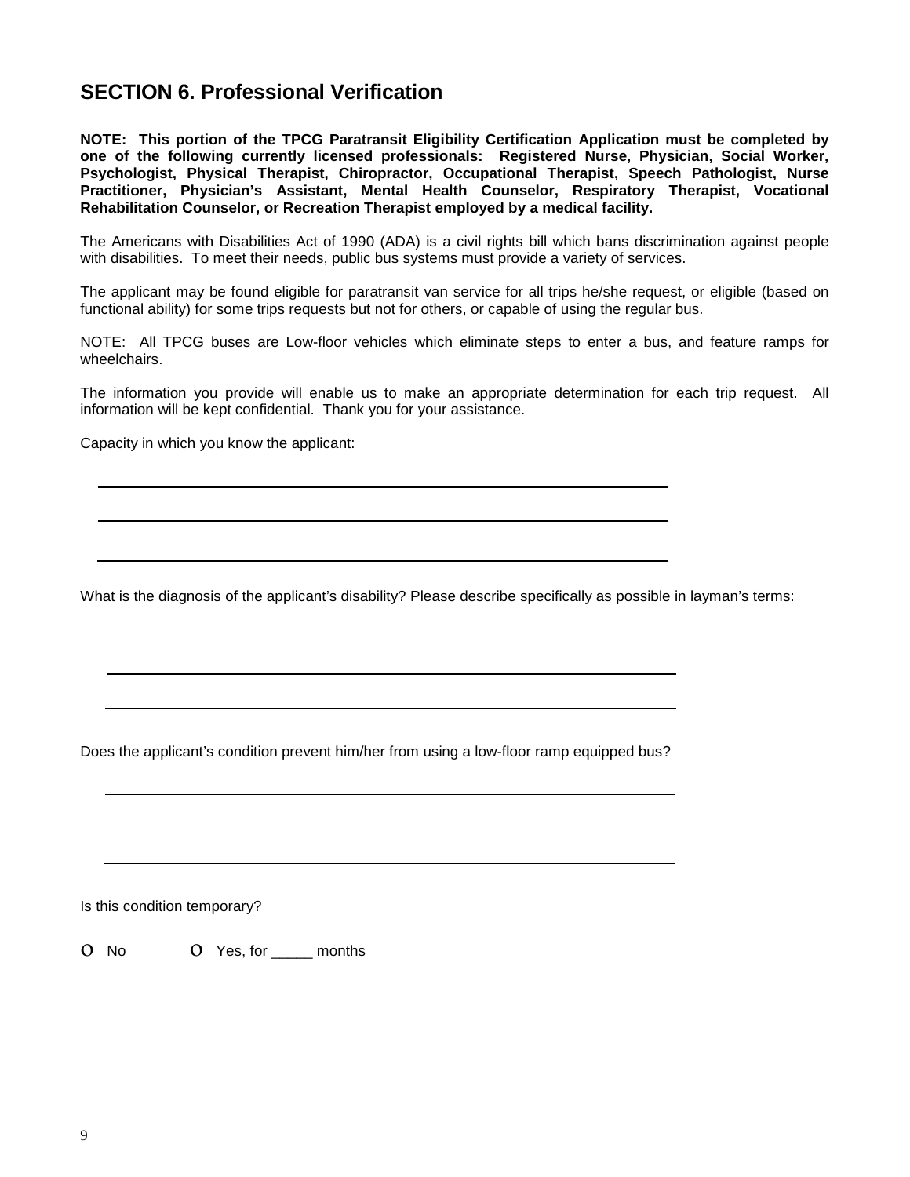## SECTION 6. Professional Verification

**NOTE: This portion of the TPCG Paratransit Eligibility Certification Application must be completed by one of the following currently licensed professionals: Registered Nurse, Physician, Social Worker, Psychologist, Physical Therapist, Chiropractor, Occupational Therapist, Speech Pathologist, Nurse Practitioner, Physician's Assistant, Mental Health Counselor, Respiratory Therapist, Vocational Rehabilitation Counselor, or Recreation Therapist employed by a medical facility.**

The Americans with Disabilities Act of 1990 (ADA) is a civil rights bill which bans discrimination against people with disabilities. To meet their needs, public bus systems must provide a variety of services.

The applicant may be found eligible for paratransit van service for all trips he/she request, or eligible (based on functional ability) for some trips requests but not for others, or capable of using the regular bus.

NOTE: All TPCG buses are Low-floor vehicles which eliminate steps to enter a bus, and feature ramps for wheelchairs.

The information you provide will enable us to make an appropriate determination for each trip request. All information will be kept confidential. Thank you for your assistance.

Capacity in which you know the applicant:

______________________________________________________________

______________________________________________________________

______________________________________________________________

What is the diagnosis of the applicant's disability? Please describe specifically as possible in layman's terms:

______________________________________________________________

______________________________________________________________

______________________________________________________________

Does the applicant's condition prevent him/her from using a low-floor ramp equipped bus?

______________________________________________________________

______________________________________________________________

______________________________________________________________

Is this condition temporary?

O No     O Yes, for _____ months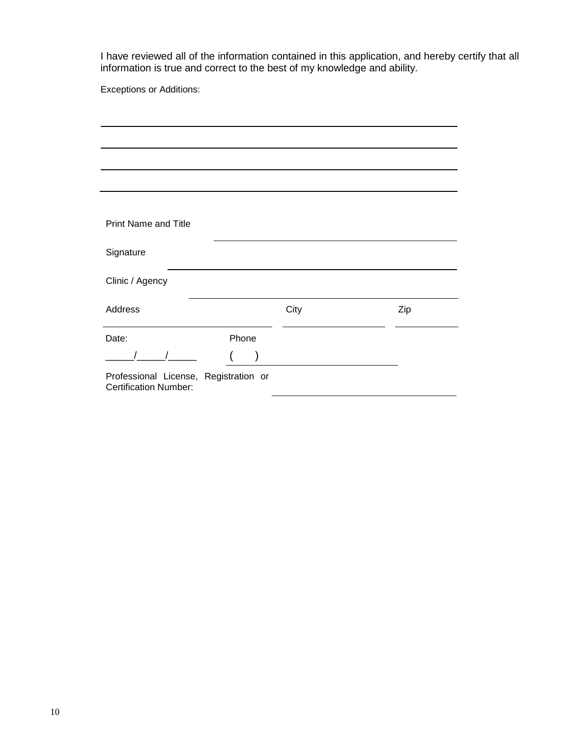I have reviewed all of the information contained in this application, and hereby certify that all information is true and correct to the best of my knowledge and ability.

Exceptions or Additions:

\_\_\_\_\_\_\_\_\_\_\_\_\_\_\_\_\_\_\_\_\_\_\_\_\_\_\_\_\_\_\_\_\_\_\_\_\_\_\_\_\_\_\_\_\_\_\_\_\_\_\_\_\_\_\_\_\_\_\_\_

\_\_\_\_\_\_\_\_\_\_\_\_\_\_\_\_\_\_\_\_\_\_\_\_\_\_\_\_\_\_\_\_\_\_\_\_\_\_\_\_\_\_\_\_\_\_\_\_\_\_\_\_\_\_\_\_\_\_\_\_

\_\_\_\_\_\_\_\_\_\_\_\_\_\_\_\_\_\_\_\_\_\_\_\_\_\_\_\_\_\_\_\_\_\_\_\_\_\_\_\_\_\_\_\_\_\_\_\_\_\_\_\_\_\_\_\_\_\_\_\_

\_\_\_\_\_\_\_\_\_\_\_\_\_\_\_\_\_\_\_\_\_\_\_\_\_\_\_\_\_\_\_\_\_\_\_\_\_\_\_\_\_\_\_\_\_\_\_\_\_\_\_\_\_\_\_\_\_\_\_\_

Print Name and Title \_\_\_\_\_\_\_\_\_\_\_\_\_\_\_\_\_\_\_\_\_\_\_\_\_\_\_\_\_\_\_\_\_\_\_\_\_\_\_\_

Signature \_\_\_\_\_\_\_\_\_\_\_\_\_\_\_\_\_\_\_\_\_\_\_\_\_\_\_\_\_\_\_\_\_\_\_\_\_\_\_\_\_\_\_\_\_\_\_\_

Clinic / Agency \_\_\_\_\_\_\_\_\_\_\_\_\_\_\_\_\_\_\_\_\_\_\_\_\_\_\_\_\_\_\_\_\_\_\_\_\_\_\_\_\_\_\_\_

Address \_\_\_\_\_\_\_\_\_\_\_\_\_\_\_\_\_\_\_\_\_\_\_\_\_\_\_\_ City \_\_\_\_\_\_\_\_\_\_\_\_\_\_\_\_\_\_ Zip \_\_\_\_\_\_\_\_\_\_

Date: \_\_\_\_\_/\_\_\_\_\_/\_\_\_\_\_ Phone ( ) \_\_\_\_\_\_\_\_\_\_\_\_\_\_\_\_\_\_\_\_\_\_\_\_\_\_\_\_\_\_

Professional License, Registration or Certification Number: \_\_\_\_\_\_\_\_\_\_\_\_\_\_\_\_\_\_\_\_\_\_\_\_\_\_\_\_\_\_